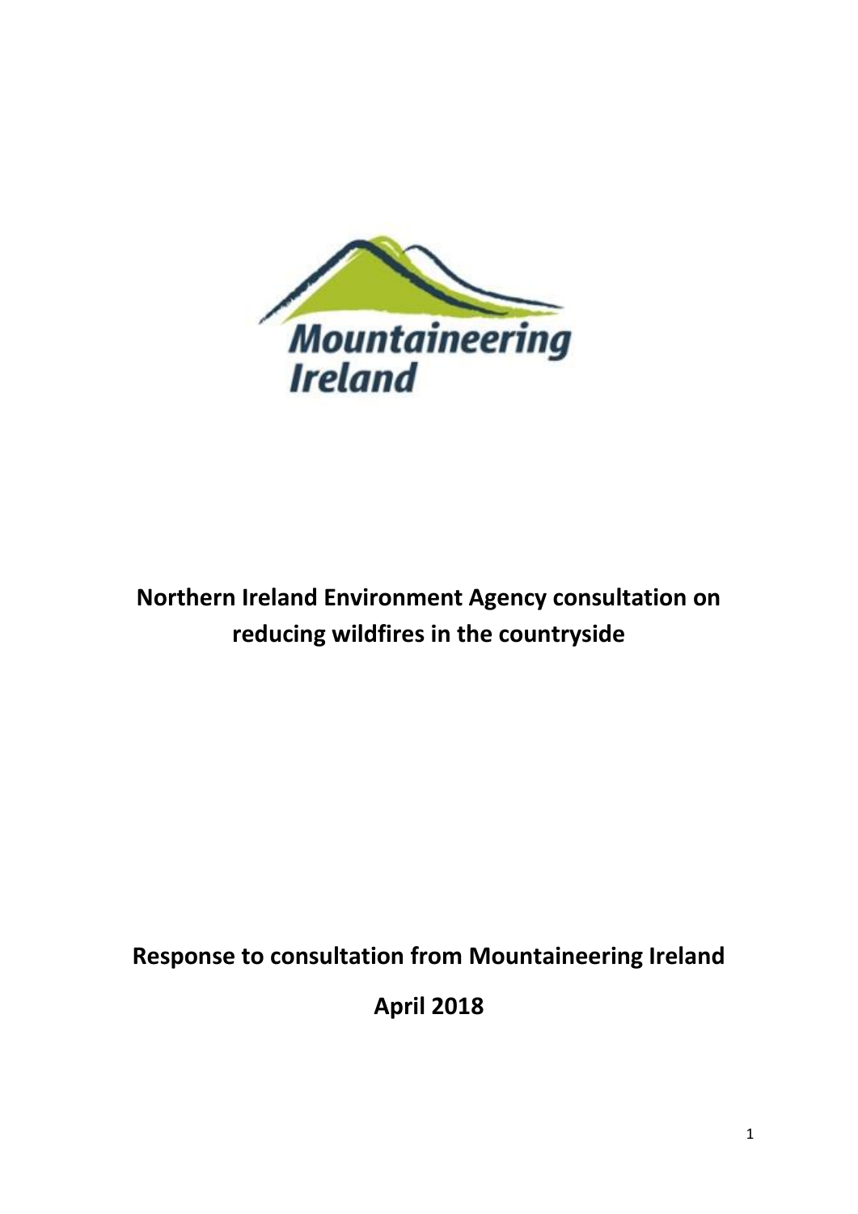Mountaineering Ireland

# Northern Ireland Environment Agency consultation on reducing wildfires in the countryside

## Response to consultation from Mountaineering Ireland

## April 2018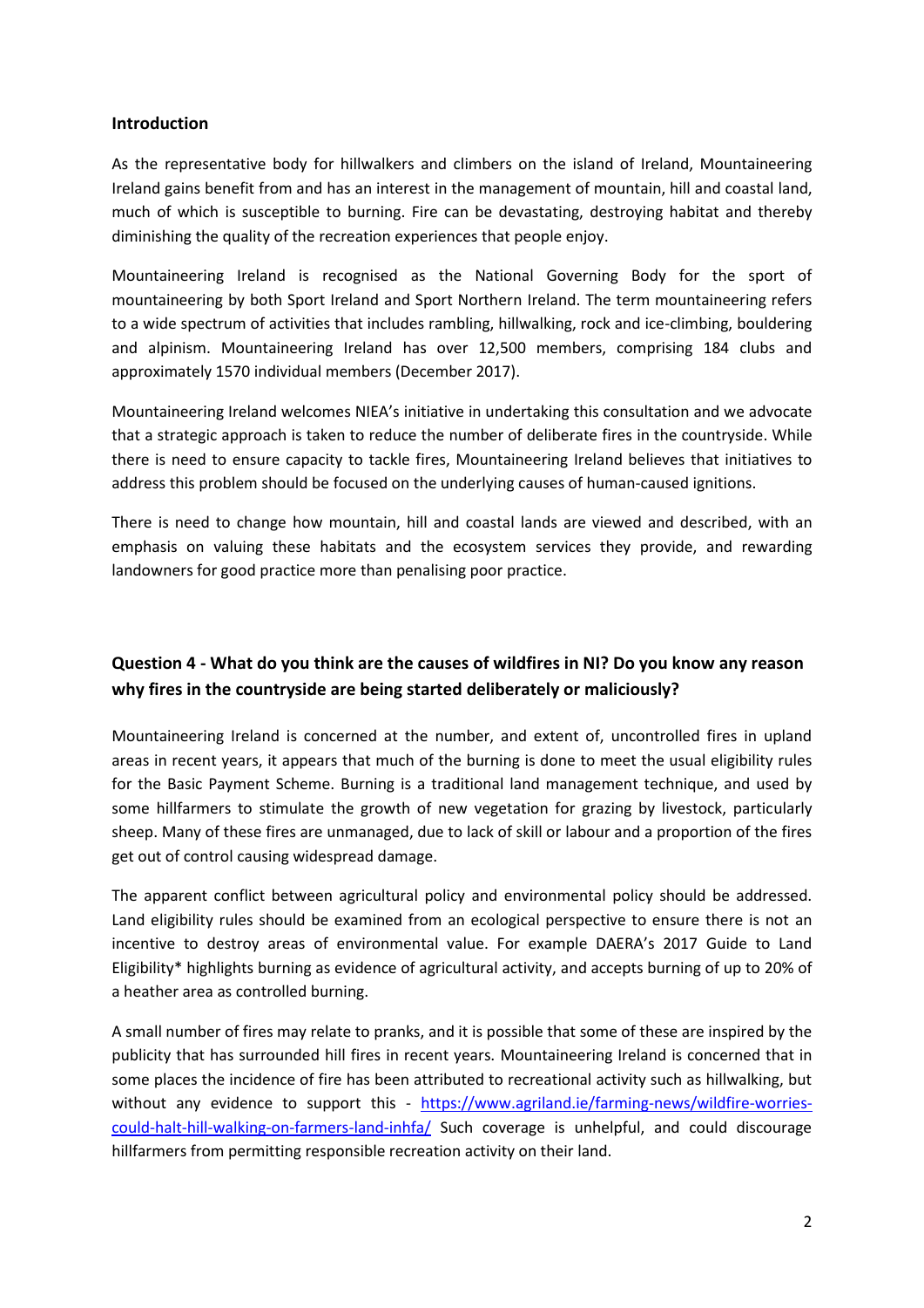## Introduction

As the representative body for hillwalkers and climbers on the island of Ireland, Mountaineering Ireland gains benefit from and has an interest in the management of mountain, hill and coastal land, much of which is susceptible to burning. Fire can be devastating, destroying habitat and thereby diminishing the quality of the recreation experiences that people enjoy.

Mountaineering Ireland is recognised as the National Governing Body for the sport of mountaineering by both Sport Ireland and Sport Northern Ireland. The term mountaineering refers to a wide spectrum of activities that includes rambling, hillwalking, rock and ice-climbing, bouldering and alpinism. Mountaineering Ireland has over 12,500 members, comprising 184 clubs and approximately 1570 individual members (December 2017).

Mountaineering Ireland welcomes NIEA's initiative in undertaking this consultation and we advocate that a strategic approach is taken to reduce the number of deliberate fires in the countryside. While there is need to ensure capacity to tackle fires, Mountaineering Ireland believes that initiatives to address this problem should be focused on the underlying causes of human-caused ignitions.

There is need to change how mountain, hill and coastal lands are viewed and described, with an emphasis on valuing these habitats and the ecosystem services they provide, and rewarding landowners for good practice more than penalising poor practice.

## Question 4 - What do you think are the causes of wildfires in NI? Do you know any reason why fires in the countryside are being started deliberately or maliciously?

Mountaineering Ireland is concerned at the number, and extent of, uncontrolled fires in upland areas in recent years, it appears that much of the burning is done to meet the usual eligibility rules for the Basic Payment Scheme. Burning is a traditional land management technique, and used by some hillfarmers to stimulate the growth of new vegetation for grazing by livestock, particularly sheep. Many of these fires are unmanaged, due to lack of skill or labour and a proportion of the fires get out of control causing widespread damage.

The apparent conflict between agricultural policy and environmental policy should be addressed. Land eligibility rules should be examined from an ecological perspective to ensure there is not an incentive to destroy areas of environmental value. For example DAERA's 2017 Guide to Land Eligibility* highlights burning as evidence of agricultural activity, and accepts burning of up to 20% of a heather area as controlled burning.

A small number of fires may relate to pranks, and it is possible that some of these are inspired by the publicity that has surrounded hill fires in recent years. Mountaineering Ireland is concerned that in some places the incidence of fire has been attributed to recreational activity such as hillwalking, but without any evidence to support this - https://www.agriland.ie/farming-news/wildfire-worries-could-halt-hill-walking-on-farmers-land-inhfa/ Such coverage is unhelpful, and could discourage hillfarmers from permitting responsible recreation activity on their land.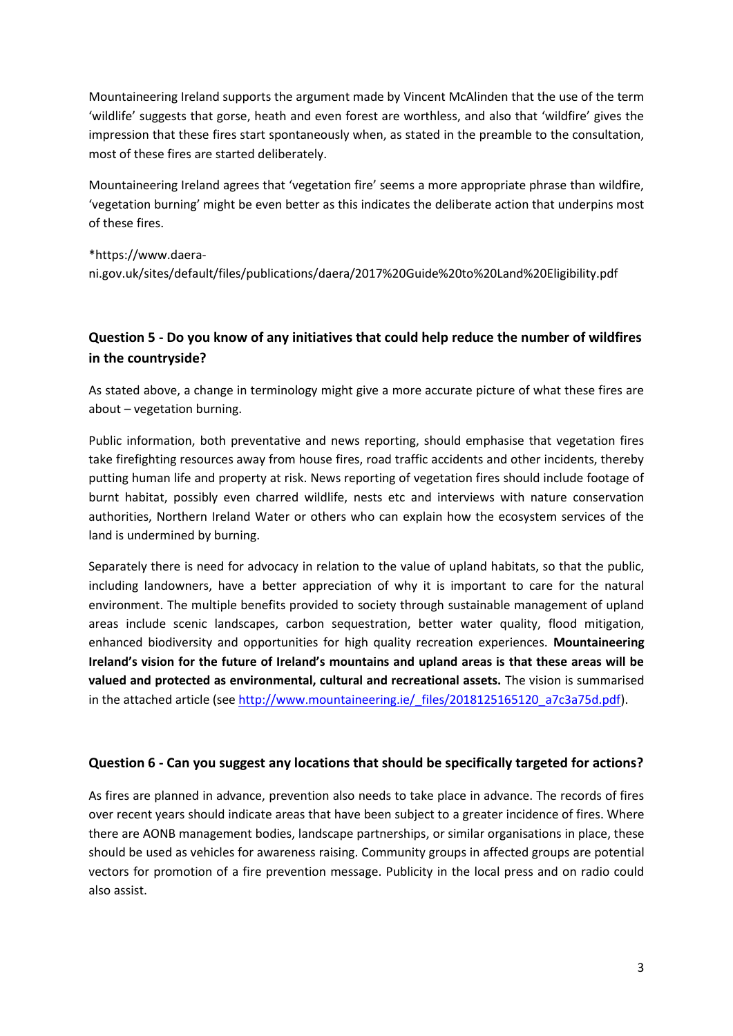Mountaineering Ireland supports the argument made by Vincent McAlinden that the use of the term 'wildlife' suggests that gorse, heath and even forest are worthless, and also that 'wildfire' gives the impression that these fires start spontaneously when, as stated in the preamble to the consultation, most of these fires are started deliberately.

Mountaineering Ireland agrees that 'vegetation fire' seems a more appropriate phrase than wildfire, 'vegetation burning' might be even better as this indicates the deliberate action that underpins most of these fires.

*https://www.daera-ni.gov.uk/sites/default/files/publications/daera/2017%20Guide%20to%20Land%20Eligibility.pdf

### Question 5 - Do you know of any initiatives that could help reduce the number of wildfires in the countryside?

As stated above, a change in terminology might give a more accurate picture of what these fires are about – vegetation burning.

Public information, both preventative and news reporting, should emphasise that vegetation fires take firefighting resources away from house fires, road traffic accidents and other incidents, thereby putting human life and property at risk. News reporting of vegetation fires should include footage of burnt habitat, possibly even charred wildlife, nests etc and interviews with nature conservation authorities, Northern Ireland Water or others who can explain how the ecosystem services of the land is undermined by burning.

Separately there is need for advocacy in relation to the value of upland habitats, so that the public, including landowners, have a better appreciation of why it is important to care for the natural environment. The multiple benefits provided to society through sustainable management of upland areas include scenic landscapes, carbon sequestration, better water quality, flood mitigation, enhanced biodiversity and opportunities for high quality recreation experiences. **Mountaineering Ireland's vision for the future of Ireland's mountains and upland areas is that these areas will be valued and protected as environmental, cultural and recreational assets.** The vision is summarised in the attached article (see http://www.mountaineering.ie/_files/2018125165120_a7c3a75d.pdf).

### Question 6 - Can you suggest any locations that should be specifically targeted for actions?

As fires are planned in advance, prevention also needs to take place in advance. The records of fires over recent years should indicate areas that have been subject to a greater incidence of fires. Where there are AONB management bodies, landscape partnerships, or similar organisations in place, these should be used as vehicles for awareness raising. Community groups in affected groups are potential vectors for promotion of a fire prevention message. Publicity in the local press and on radio could also assist.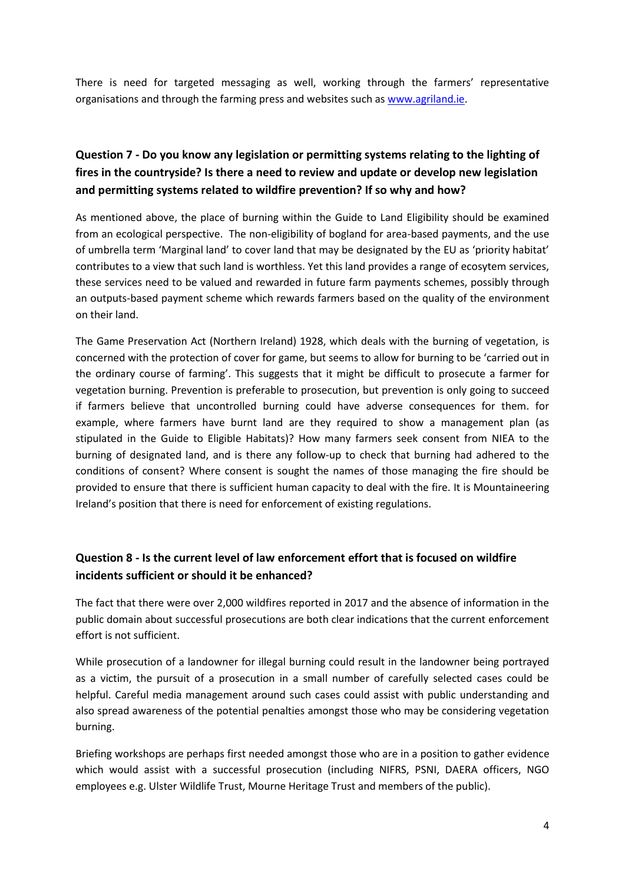There is need for targeted messaging as well, working through the farmers' representative organisations and through the farming press and websites such as [www.agriland.ie](http://www.agriland.ie).

## Question 7 - Do you know any legislation or permitting systems relating to the lighting of fires in the countryside? Is there a need to review and update or develop new legislation and permitting systems related to wildfire prevention? If so why and how?

As mentioned above, the place of burning within the Guide to Land Eligibility should be examined from an ecological perspective. The non-eligibility of bogland for area-based payments, and the use of umbrella term 'Marginal land' to cover land that may be designated by the EU as 'priority habitat' contributes to a view that such land is worthless. Yet this land provides a range of ecosytem services, these services need to be valued and rewarded in future farm payments schemes, possibly through an outputs-based payment scheme which rewards farmers based on the quality of the environment on their land.

The Game Preservation Act (Northern Ireland) 1928, which deals with the burning of vegetation, is concerned with the protection of cover for game, but seems to allow for burning to be 'carried out in the ordinary course of farming'. This suggests that it might be difficult to prosecute a farmer for vegetation burning. Prevention is preferable to prosecution, but prevention is only going to succeed if farmers believe that uncontrolled burning could have adverse consequences for them. for example, where farmers have burnt land are they required to show a management plan (as stipulated in the Guide to Eligible Habitats)? How many farmers seek consent from NIEA to the burning of designated land, and is there any follow-up to check that burning had adhered to the conditions of consent? Where consent is sought the names of those managing the fire should be provided to ensure that there is sufficient human capacity to deal with the fire. It is Mountaineering Ireland's position that there is need for enforcement of existing regulations.

## Question 8 - Is the current level of law enforcement effort that is focused on wildfire incidents sufficient or should it be enhanced?

The fact that there were over 2,000 wildfires reported in 2017 and the absence of information in the public domain about successful prosecutions are both clear indications that the current enforcement effort is not sufficient.

While prosecution of a landowner for illegal burning could result in the landowner being portrayed as a victim, the pursuit of a prosecution in a small number of carefully selected cases could be helpful. Careful media management around such cases could assist with public understanding and also spread awareness of the potential penalties amongst those who may be considering vegetation burning.

Briefing workshops are perhaps first needed amongst those who are in a position to gather evidence which would assist with a successful prosecution (including NIFRS, PSNI, DAERA officers, NGO employees e.g. Ulster Wildlife Trust, Mourne Heritage Trust and members of the public).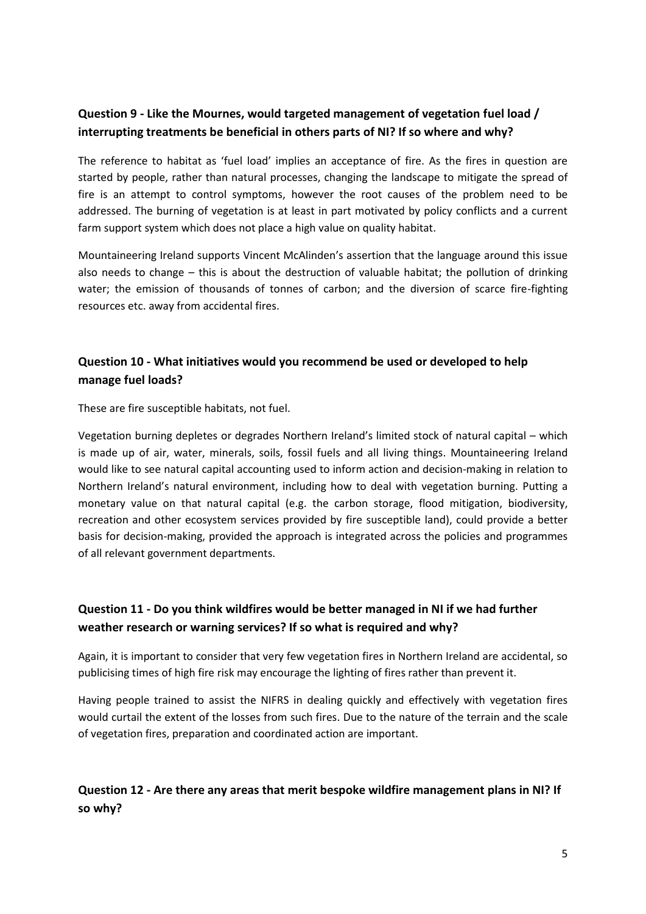### Question 9 - Like the Mournes, would targeted management of vegetation fuel load / interrupting treatments be beneficial in others parts of NI? If so where and why?

The reference to habitat as 'fuel load' implies an acceptance of fire. As the fires in question are started by people, rather than natural processes, changing the landscape to mitigate the spread of fire is an attempt to control symptoms, however the root causes of the problem need to be addressed. The burning of vegetation is at least in part motivated by policy conflicts and a current farm support system which does not place a high value on quality habitat.

Mountaineering Ireland supports Vincent McAlinden's assertion that the language around this issue also needs to change – this is about the destruction of valuable habitat; the pollution of drinking water; the emission of thousands of tonnes of carbon; and the diversion of scarce fire-fighting resources etc. away from accidental fires.

### Question 10 - What initiatives would you recommend be used or developed to help manage fuel loads?

These are fire susceptible habitats, not fuel.

Vegetation burning depletes or degrades Northern Ireland's limited stock of natural capital – which is made up of air, water, minerals, soils, fossil fuels and all living things. Mountaineering Ireland would like to see natural capital accounting used to inform action and decision-making in relation to Northern Ireland's natural environment, including how to deal with vegetation burning. Putting a monetary value on that natural capital (e.g. the carbon storage, flood mitigation, biodiversity, recreation and other ecosystem services provided by fire susceptible land), could provide a better basis for decision-making, provided the approach is integrated across the policies and programmes of all relevant government departments.

### Question 11 - Do you think wildfires would be better managed in NI if we had further weather research or warning services? If so what is required and why?

Again, it is important to consider that very few vegetation fires in Northern Ireland are accidental, so publicising times of high fire risk may encourage the lighting of fires rather than prevent it.

Having people trained to assist the NIFRS in dealing quickly and effectively with vegetation fires would curtail the extent of the losses from such fires. Due to the nature of the terrain and the scale of vegetation fires, preparation and coordinated action are important.

### Question 12 - Are there any areas that merit bespoke wildfire management plans in NI? If so why?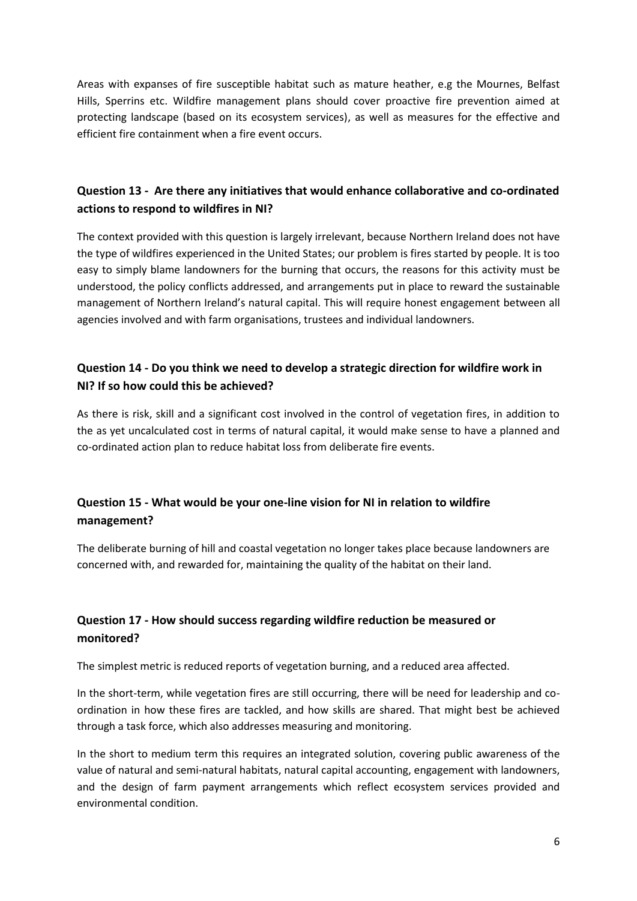Areas with expanses of fire susceptible habitat such as mature heather, e.g the Mournes, Belfast Hills, Sperrins etc. Wildfire management plans should cover proactive fire prevention aimed at protecting landscape (based on its ecosystem services), as well as measures for the effective and efficient fire containment when a fire event occurs.

### Question 13 - Are there any initiatives that would enhance collaborative and co-ordinated actions to respond to wildfires in NI?

The context provided with this question is largely irrelevant, because Northern Ireland does not have the type of wildfires experienced in the United States; our problem is fires started by people. It is too easy to simply blame landowners for the burning that occurs, the reasons for this activity must be understood, the policy conflicts addressed, and arrangements put in place to reward the sustainable management of Northern Ireland's natural capital. This will require honest engagement between all agencies involved and with farm organisations, trustees and individual landowners.

### Question 14 - Do you think we need to develop a strategic direction for wildfire work in NI? If so how could this be achieved?

As there is risk, skill and a significant cost involved in the control of vegetation fires, in addition to the as yet uncalculated cost in terms of natural capital, it would make sense to have a planned and co-ordinated action plan to reduce habitat loss from deliberate fire events.

### Question 15 - What would be your one-line vision for NI in relation to wildfire management?

The deliberate burning of hill and coastal vegetation no longer takes place because landowners are concerned with, and rewarded for, maintaining the quality of the habitat on their land.

### Question 17 - How should success regarding wildfire reduction be measured or monitored?

The simplest metric is reduced reports of vegetation burning, and a reduced area affected.

In the short-term, while vegetation fires are still occurring, there will be need for leadership and co-ordination in how these fires are tackled, and how skills are shared. That might best be achieved through a task force, which also addresses measuring and monitoring.

In the short to medium term this requires an integrated solution, covering public awareness of the value of natural and semi-natural habitats, natural capital accounting, engagement with landowners, and the design of farm payment arrangements which reflect ecosystem services provided and environmental condition.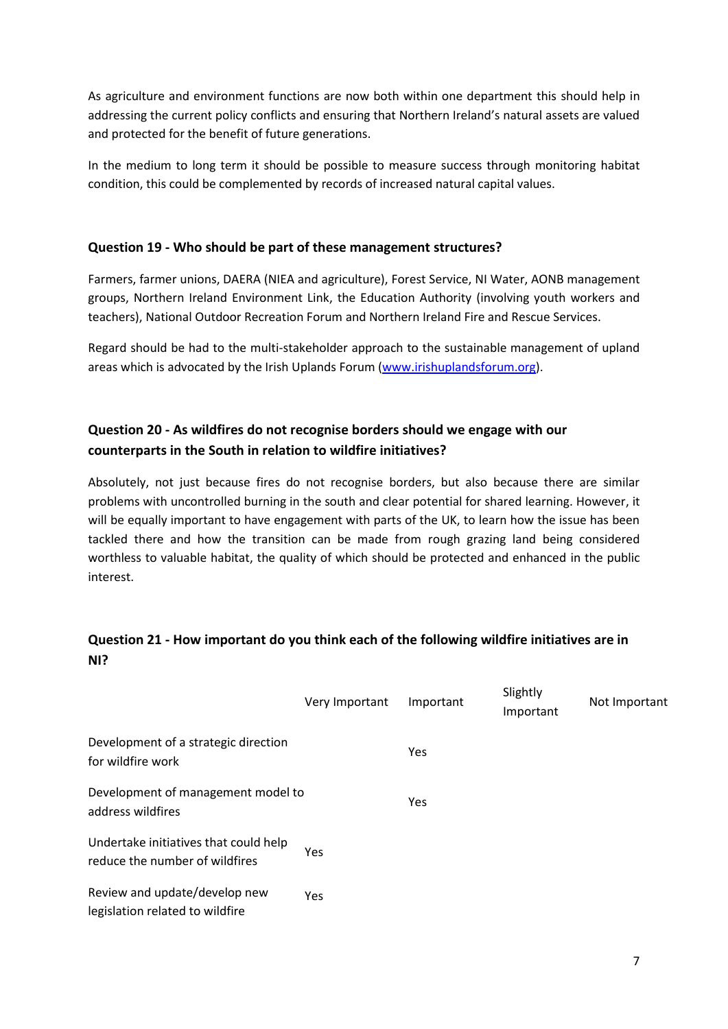As agriculture and environment functions are now both within one department this should help in addressing the current policy conflicts and ensuring that Northern Ireland's natural assets are valued and protected for the benefit of future generations.

In the medium to long term it should be possible to measure success through monitoring habitat condition, this could be complemented by records of increased natural capital values.

### Question 19 - Who should be part of these management structures?

Farmers, farmer unions, DAERA (NIEA and agriculture), Forest Service, NI Water, AONB management groups, Northern Ireland Environment Link, the Education Authority (involving youth workers and teachers), National Outdoor Recreation Forum and Northern Ireland Fire and Rescue Services.

Regard should be had to the multi-stakeholder approach to the sustainable management of upland areas which is advocated by the Irish Uplands Forum ([www.irishuplandsforum.org](www.irishuplandsforum.org)).

### Question 20 - As wildfires do not recognise borders should we engage with our counterparts in the South in relation to wildfire initiatives?

Absolutely, not just because fires do not recognise borders, but also because there are similar problems with uncontrolled burning in the south and clear potential for shared learning. However, it will be equally important to have engagement with parts of the UK, to learn how the issue has been tackled there and how the transition can be made from rough grazing land being considered worthless to valuable habitat, the quality of which should be protected and enhanced in the public interest.

### Question 21 - How important do you think each of the following wildfire initiatives are in NI?

| | Very Important | Important | Slightly Important | Not Important |
|---|---|---|---|---|
| Development of a strategic direction for wildfire work | | Yes | | |
| Development of management model to address wildfires | | Yes | | |
| Undertake initiatives that could help reduce the number of wildfires | Yes | | | |
| Review and update/develop new legislation related to wildfire | Yes | | | |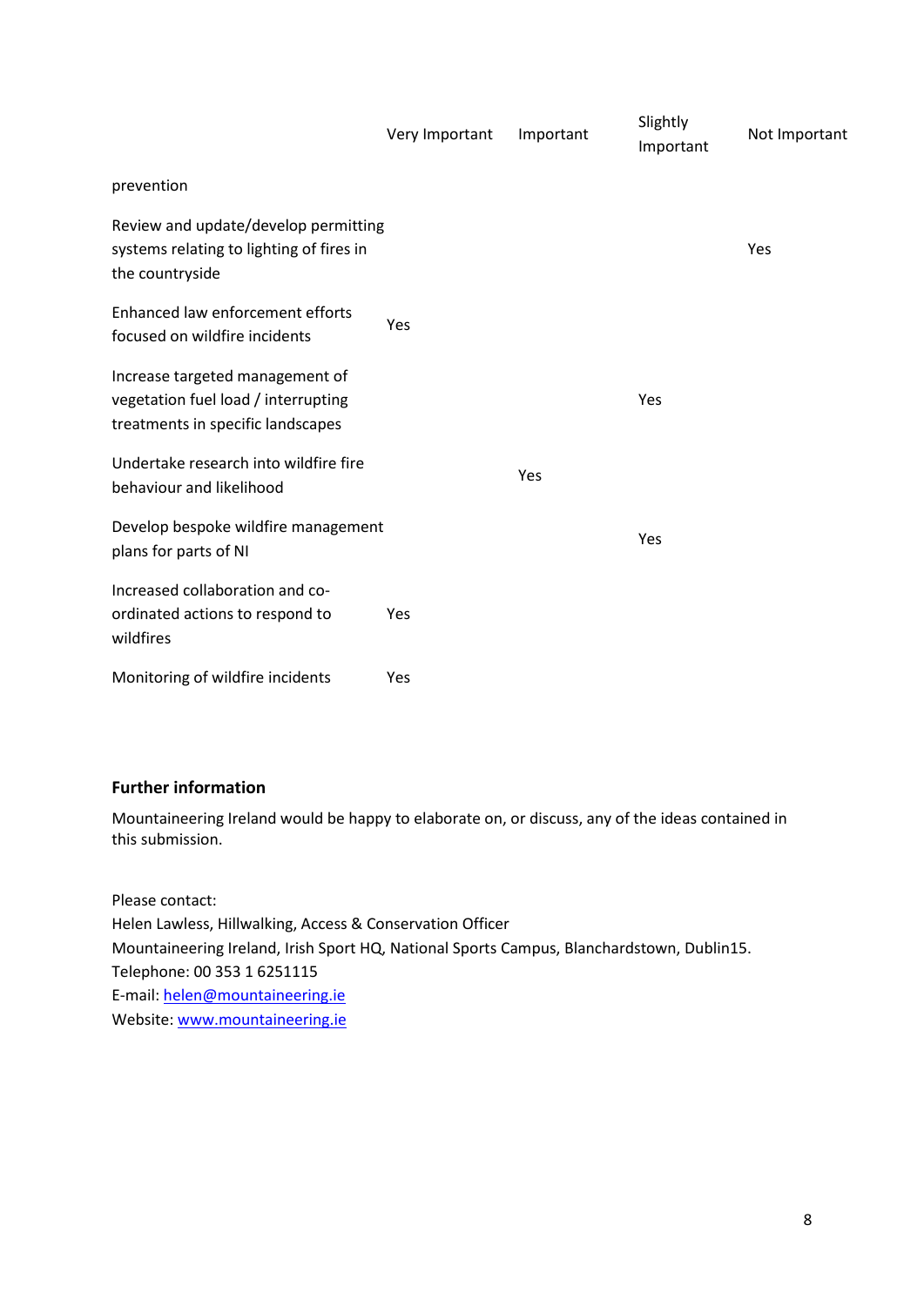| | Very Important | Important | Slightly Important | Not Important |
|---|---|---|---|---|
| prevention | | | | |
| Review and update/develop permitting systems relating to lighting of fires in the countryside | | | | Yes |
| Enhanced law enforcement efforts focused on wildfire incidents | Yes | | | |
| Increase targeted management of vegetation fuel load / interrupting treatments in specific landscapes | | | Yes | |
| Undertake research into wildfire fire behaviour and likelihood | | Yes | | |
| Develop bespoke wildfire management plans for parts of NI | | | Yes | |
| Increased collaboration and co-ordinated actions to respond to wildfires | Yes | | | |
| Monitoring of wildfire incidents | Yes | | | |

**Further information**

Mountaineering Ireland would be happy to elaborate on, or discuss, any of the ideas contained in this submission.

Please contact:
Helen Lawless, Hillwalking, Access & Conservation Officer
Mountaineering Ireland, Irish Sport HQ, National Sports Campus, Blanchardstown, Dublin15.
Telephone: 00 353 1 6251115
E-mail: helen@mountaineering.ie
Website: www.mountaineering.ie